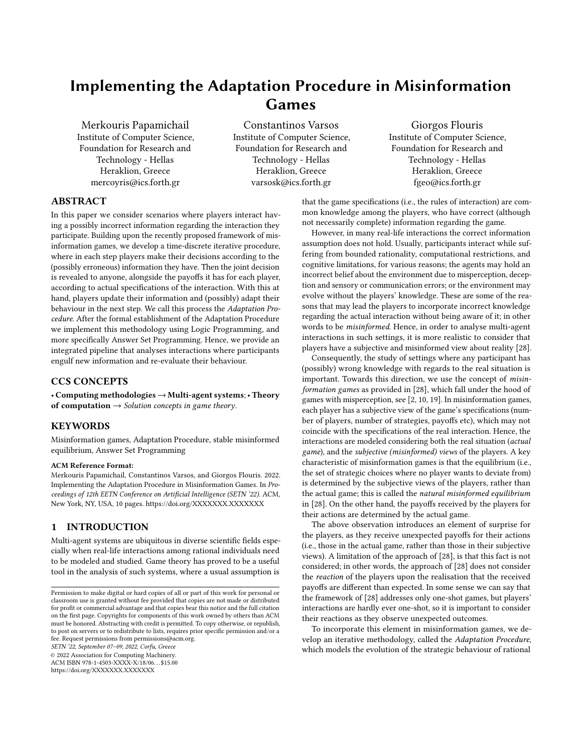# Implementing the Adaptation Procedure in Misinformation Games

Merkouris Papamichail
Institute of Computer Science, Foundation for Research and Technology - Hellas
Heraklion, Greece
mercoyris@ics.forth.gr

Constantinos Varsos
Institute of Computer Science, Foundation for Research and Technology - Hellas
Heraklion, Greece
varsosk@ics.forth.gr

Giorgos Flouris
Institute of Computer Science, Foundation for Research and Technology - Hellas
Heraklion, Greece
fgeo@ics.forth.gr

## ABSTRACT

In this paper we consider scenarios where players interact having a possibly incorrect information regarding the interaction they participate. Building upon the recently proposed framework of misinformation games, we develop a time-discrete iterative procedure, where in each step players make their decisions according to the (possibly erroneous) information they have. Then the joint decision is revealed to anyone, alongside the payoffs it has for each player, according to actual specifications of the interaction. With this at hand, players update their information and (possibly) adapt their behaviour in the next step. We call this process the *Adaptation Procedure*. After the formal establishment of the Adaptation Procedure we implement this methodology using Logic Programming, and more specifically Answer Set Programming. Hence, we provide an integrated pipeline that analyses interactions where participants engulf new information and re-evaluate their behaviour.

## CCS CONCEPTS

• **Computing methodologies** → **Multi-agent systems**; • **Theory of computation** → *Solution concepts in game theory*.

## KEYWORDS

Misinformation games, Adaptation Procedure, stable misinformed equilibrium, Answer Set Programming

**ACM Reference Format:**
Merkouris Papamichail, Constantinos Varsos, and Giorgos Flouris. 2022. Implementing the Adaptation Procedure in Misinformation Games. In *Proceedings of 12th EETN Conference on Artificial Intelligence (SETN '22)*. ACM, New York, NY, USA, 10 pages. https://doi.org/XXXXXXX.XXXXXXX

## 1 INTRODUCTION

Multi-agent systems are ubiquitous in diverse scientific fields especially when real-life interactions among rational individuals need to be modeled and studied. Game theory has proved to be a useful tool in the analysis of such systems, where a usual assumption is that the game specifications (i.e., the rules of interaction) are common knowledge among the players, who have correct (although not necessarily complete) information regarding the game.

However, in many real-life interactions the correct information assumption does not hold. Usually, participants interact while suffering from bounded rationality, computational restrictions, and cognitive limitations, for various reasons; the agents may hold an incorrect belief about the environment due to misperception, deception and sensory or communication errors; or the environment may evolve without the players' knowledge. These are some of the reasons that may lead the players to incorporate incorrect knowledge regarding the actual interaction without being aware of it; in other words to be *misinformed*. Hence, in order to analyse multi-agent interactions in such settings, it is more realistic to consider that players have a subjective and misinformed view about reality [28].

Consequently, the study of settings where any participant has (possibly) wrong knowledge with regards to the real situation is important. Towards this direction, we use the concept of *misinformation games* as provided in [28], which fall under the hood of games with misperception, see [2, 10, 19]. In misinformation games, each player has a subjective view of the game's specifications (number of players, number of strategies, payoffs etc), which may not coincide with the specifications of the real interaction. Hence, the interactions are modeled considering both the real situation (*actual game*), and the *subjective (misinformed) views* of the players. A key characteristic of misinformation games is that the equilibrium (i.e., the set of strategic choices where no player wants to deviate from) is determined by the subjective views of the players, rather than the actual game; this is called the *natural misinformed equilibrium* in [28]. On the other hand, the payoffs received by the players for their actions are determined by the actual game.

The above observation introduces an element of surprise for the players, as they receive unexpected payoffs for their actions (i.e., those in the actual game, rather than those in their subjective views). A limitation of the approach of [28], is that this fact is not considered; in other words, the approach of [28] does not consider the *reaction* of the players upon the realisation that the received payoffs are different than expected. In some sense we can say that the framework of [28] addresses only one-shot games, but players' interactions are hardly ever one-shot, so it is important to consider their reactions as they observe unexpected outcomes.

To incorporate this element in misinformation games, we develop an iterative methodology, called the *Adaptation Procedure*, which models the evolution of the strategic behaviour of rational

Permission to make digital or hard copies of all or part of this work for personal or classroom use is granted without fee provided that copies are not made or distributed for profit or commercial advantage and that copies bear this notice and the full citation on the first page. Copyrights for components of this work owned by others than ACM must be honored. Abstracting with credit is permitted. To copy otherwise, or republish, to post on servers or to redistribute to lists, requires prior specific permission and/or a fee. Request permissions from permissions@acm.org.
*SETN '22, September 07–09, 2022, Corfu, Greece*
© 2022 Association for Computing Machinery.
ACM ISBN 978-1-4503-XXXX-X/18/06…$15.00
https://doi.org/XXXXXXX.XXXXXXX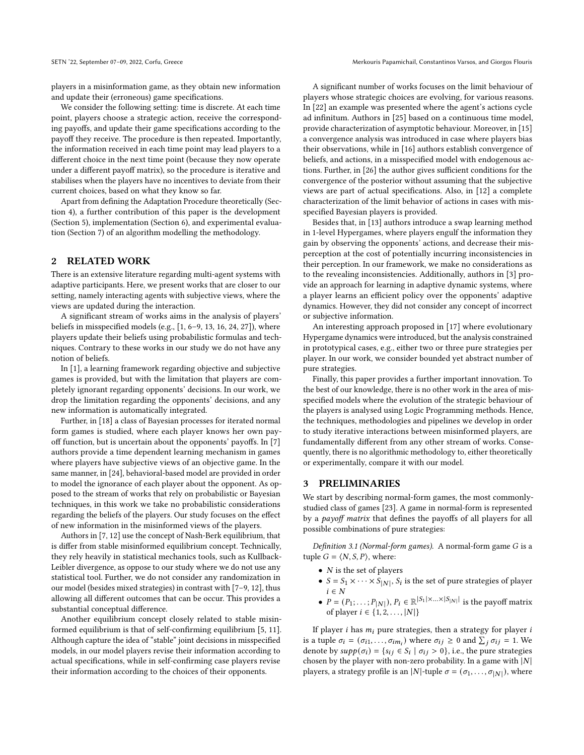players in a misinformation game, as they obtain new information and update their (erroneous) game specifications.

We consider the following setting: time is discrete. At each time point, players choose a strategic action, receive the corresponding payoffs, and update their game specifications according to the payoff they receive. The procedure is then repeated. Importantly, the information received in each time point may lead players to a different choice in the next time point (because they now operate under a different payoff matrix), so the procedure is iterative and stabilises when the players have no incentives to deviate from their current choices, based on what they know so far.

Apart from defining the Adaptation Procedure theoretically (Section 4), a further contribution of this paper is the development (Section 5), implementation (Section 6), and experimental evaluation (Section 7) of an algorithm modelling the methodology.

## 2 RELATED WORK

There is an extensive literature regarding multi-agent systems with adaptive participants. Here, we present works that are closer to our setting, namely interacting agents with subjective views, where the views are updated during the interaction.

A significant stream of works aims in the analysis of players' beliefs in misspecified models (e.g., [1, 6–9, 13, 16, 24, 27]), where players update their beliefs using probabilistic formulas and techniques. Contrary to these works in our study we do not have any notion of beliefs.

In [1], a learning framework regarding objective and subjective games is provided, but with the limitation that players are completely ignorant regarding opponents' decisions. In our work, we drop the limitation regarding the opponents' decisions, and any new information is automatically integrated.

Further, in [18] a class of Bayesian processes for iterated normal form games is studied, where each player knows her own payoff function, but is uncertain about the opponents' payoffs. In [7] authors provide a time dependent learning mechanism in games where players have subjective views of an objective game. In the same manner, in [24], behavioral-based model are provided in order to model the ignorance of each player about the opponent. As opposed to the stream of works that rely on probabilistic or Bayesian techniques, in this work we take no probabilistic considerations regarding the beliefs of the players. Our study focuses on the effect of new information in the misinformed views of the players.

Authors in [7, 12] use the concept of Nash-Berk equilibrium, that is differ from stable misinformed equilibrium concept. Technically, they rely heavily in statistical mechanics tools, such as Kullback-Leibler divergence, as oppose to our study where we do not use any statistical tool. Further, we do not consider any randomization in our model (besides mixed strategies) in contrast with [7–9, 12], thus allowing all different outcomes that can be occur. This provides a substantial conceptual difference.

Another equilibrium concept closely related to stable misinformed equilibrium is that of self-confirming equilibrium [5, 11]. Although capture the idea of "stable" joint decisions in misspecified models, in our model players revise their information according to actual specifications, while in self-confirming case players revise their information according to the choices of their opponents.

A significant number of works focuses on the limit behaviour of players whose strategic choices are evolving, for various reasons. In [22] an example was presented where the agent's actions cycle ad infinitum. Authors in [25] based on a continuous time model, provide characterization of asymptotic behaviour. Moreover, in [15] a convergence analysis was introduced in case where players bias their observations, while in [16] authors establish convergence of beliefs, and actions, in a misspecified model with endogenous actions. Further, in [26] the author gives sufficient conditions for the convergence of the posterior without assuming that the subjective views are part of actual specifications. Also, in [12] a complete characterization of the limit behavior of actions in cases with misspecified Bayesian players is provided.

Besides that, in [13] authors introduce a swap learning method in 1-level Hypergames, where players engulf the information they gain by observing the opponents' actions, and decrease their misperception at the cost of potentially incurring inconsistencies in their perception. In our framework, we make no considerations as to the revealing inconsistencies. Additionally, authors in [3] provide an approach for learning in adaptive dynamic systems, where a player learns an efficient policy over the opponents' adaptive dynamics. However, they did not consider any concept of incorrect or subjective information.

An interesting approach proposed in [17] where evolutionary Hypergame dynamics were introduced, but the analysis constrained in prototypical cases, e.g., either two or three pure strategies per player. In our work, we consider bounded yet abstract number of pure strategies.

Finally, this paper provides a further important innovation. To the best of our knowledge, there is no other work in the area of misspecified models where the evolution of the strategic behaviour of the players is analysed using Logic Programming methods. Hence, the techniques, methodologies and pipelines we develop in order to study iterative interactions between misinformed players, are fundamentally different from any other stream of works. Consequently, there is no algorithmic methodology to, either theoretically or experimentally, compare it with our model.

## 3 PRELIMINARIES

We start by describing normal-form games, the most commonly-studied class of games [23]. A game in normal-form is represented by a *payoff matrix* that defines the payoffs of all players for all possible combinations of pure strategies:

*Definition 3.1 (Normal-form games).* A normal-form game $G$ is a tuple $G = \langle N, S, P \rangle$, where:

- $N$ is the set of players
- $S = S_1 \times \cdots \times S_{|N|}$, $S_i$ is the set of pure strategies of player $i \in N$
- $P = (P_1; \ldots; P_{|N|})$, $P_i \in \mathbb{R}^{|S_1| \times \ldots \times |S_{|N|}|}$ is the payoff matrix of player $i \in \{1, 2, \ldots, |N|\}$

If player $i$ has $m_i$ pure strategies, then a strategy for player $i$ is a tuple $\sigma_i = (\sigma_{i1}, \ldots, \sigma_{im_i})$ where $\sigma_{ij} \geq 0$ and $\sum_j \sigma_{ij} = 1$. We denote by $supp(\sigma_i) = \{s_{ij} \in S_i \mid \sigma_{ij} > 0\}$, i.e., the pure strategies chosen by the player with non-zero probability. In a game with $|N|$ players, a strategy profile is an $|N|$-tuple $\sigma = (\sigma_1, \ldots, \sigma_{|N|})$, where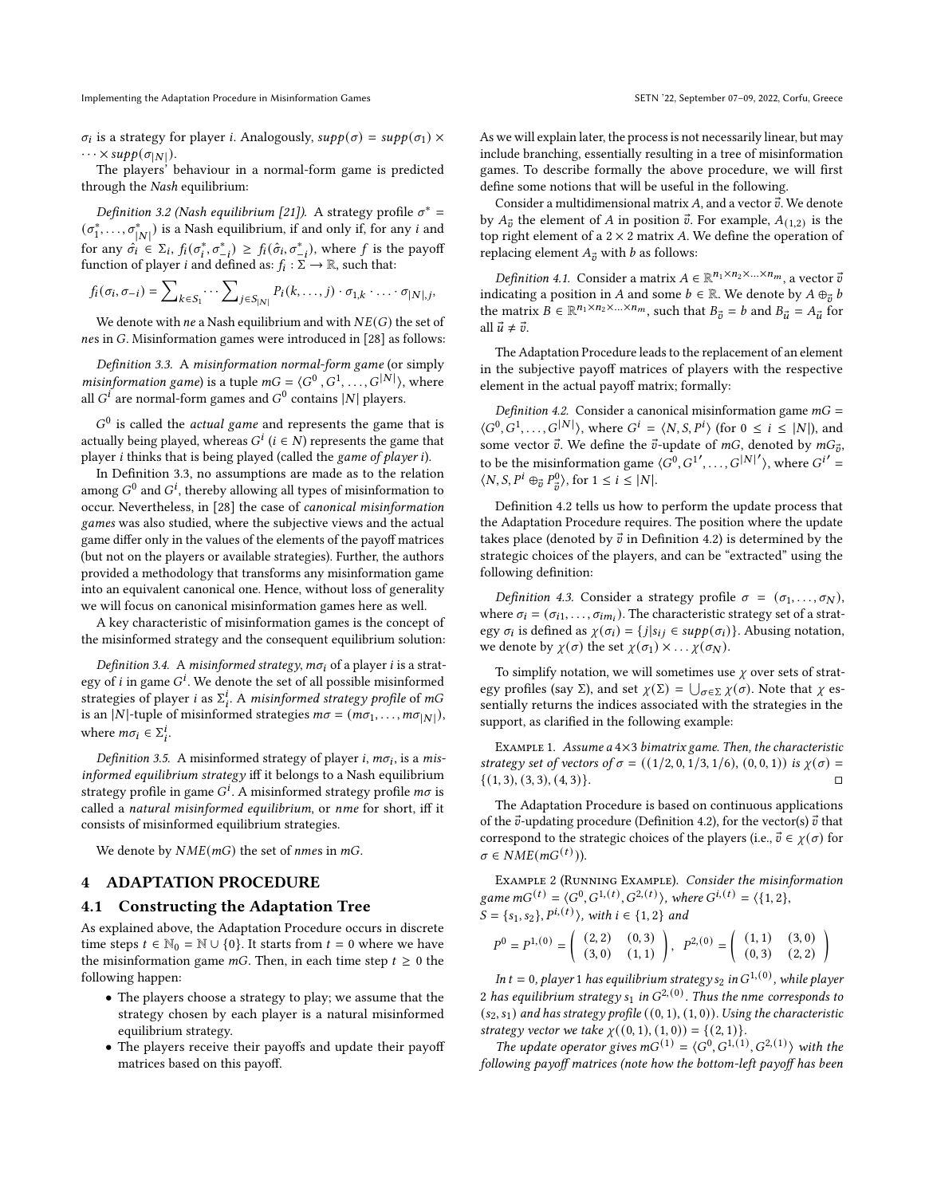$\sigma_i$ is a strategy for player $i$. Analogously, $supp(\sigma) = supp(\sigma_1) \times \cdots \times supp(\sigma_{|N|})$.

The players' behaviour in a normal-form game is predicted through the *Nash* equilibrium:

*Definition 3.2 (Nash equilibrium [21]).* A strategy profile $\sigma^* = (\sigma_1^*, \ldots, \sigma_{|N|}^*)$ is a Nash equilibrium, if and only if, for any $i$ and for any $\hat{\sigma_i} \in \Sigma_i$, $f_i(\sigma_i^*, \sigma_{-i}^*) \geq f_i(\hat{\sigma}_i, \sigma_{-i}^*)$, where $f$ is the payoff function of player $i$ and defined as: $f_i : \Sigma \to \mathbb{R}$, such that:

$$f_i(\sigma_i, \sigma_{-i}) = \sum\nolimits_{k \in S_1} \cdots \sum\nolimits_{j \in S_{|N|}} P_i(k, \ldots, j) \cdot \sigma_{1,k} \cdot \ldots \cdot \sigma_{|N|,j},$$

We denote with *ne* a Nash equilibrium and with $NE(G)$ the set of *ne*s in $G$. Misinformation games were introduced in [28] as follows:

*Definition 3.3.* A *misinformation normal-form game* (or simply *misinformation game*) is a tuple $mG = \langle G^0, G^1, \ldots, G^{|N|} \rangle$, where all $G^i$ are normal-form games and $G^0$ contains $|N|$ players.

$G^0$ is called the *actual game* and represents the game that is actually being played, whereas $G^i$ ($i \in N$) represents the game that player $i$ thinks that is being played (called the *game of player i*).

In Definition 3.3, no assumptions are made as to the relation among $G^0$ and $G^i$, thereby allowing all types of misinformation to occur. Nevertheless, in [28] the case of *canonical misinformation games* was also studied, where the subjective views and the actual game differ only in the values of the elements of the payoff matrices (but not on the players or available strategies). Further, the authors provided a methodology that transforms any misinformation game into an equivalent canonical one. Hence, without loss of generality we will focus on canonical misinformation games here as well.

A key characteristic of misinformation games is the concept of the misinformed strategy and the consequent equilibrium solution:

*Definition 3.4.* A *misinformed strategy*, $m\sigma_i$ of a player $i$ is a strategy of $i$ in game $G^i$. We denote the set of all possible misinformed strategies of player $i$ as $\Sigma_i^i$. A *misinformed strategy profile* of $mG$ is an $|N|$-tuple of misinformed strategies $m\sigma = (m\sigma_1, \ldots, m\sigma_{|N|})$, where $m\sigma_i \in \Sigma_i^i$.

*Definition 3.5.* A misinformed strategy of player $i$, $m\sigma_i$, is a *misinformed equilibrium strategy* iff it belongs to a Nash equilibrium strategy profile in game $G^i$. A misinformed strategy profile $m\sigma$ is called a *natural misinformed equilibrium*, or *nme* for short, iff it consists of misinformed equilibrium strategies.

We denote by $NME(mG)$ the set of *nme*s in $mG$.

## 4 ADAPTATION PROCEDURE

### 4.1 Constructing the Adaptation Tree

As explained above, the Adaptation Procedure occurs in discrete time steps $t \in \mathbb{N}_0 = \mathbb{N} \cup \{0\}$. It starts from $t = 0$ where we have the misinformation game $mG$. Then, in each time step $t \geq 0$ the following happen:

- The players choose a strategy to play; we assume that the strategy chosen by each player is a natural misinformed equilibrium strategy.
- The players receive their payoffs and update their payoff matrices based on this payoff.

As we will explain later, the process is not necessarily linear, but may include branching, essentially resulting in a tree of misinformation games. To describe formally the above procedure, we will first define some notions that will be useful in the following.

Consider a multidimensional matrix $A$, and a vector $\vec{v}$. We denote by $A_{\vec{v}}$ the element of $A$ in position $\vec{v}$. For example, $A_{(1,2)}$ is the top right element of a $2 \times 2$ matrix $A$. We define the operation of replacing element $A_{\vec{v}}$ with $b$ as follows:

*Definition 4.1.* Consider a matrix $A \in \mathbb{R}^{n_1 \times n_2 \times \ldots \times n_m}$, a vector $\vec{v}$ indicating a position in $A$ and some $b \in \mathbb{R}$. We denote by $A \oplus_{\vec{v}} b$ the matrix $B \in \mathbb{R}^{n_1 \times n_2 \times \ldots \times n_m}$, such that $B_{\vec{v}} = b$ and $B_{\vec{u}} = A_{\vec{u}}$ for all $\vec{u} \neq \vec{v}$.

The Adaptation Procedure leads to the replacement of an element in the subjective payoff matrices of players with the respective element in the actual payoff matrix; formally:

*Definition 4.2.* Consider a canonical misinformation game $mG = \langle G^0, G^1, \ldots, G^{|N|} \rangle$, where $G^i = \langle N, S, P^i \rangle$ (for $0 \leq i \leq |N|$), and some vector $\vec{v}$. We define the $\vec{v}$-update of $mG$, denoted by $mG_{\vec{v}}$, to be the misinformation game $\langle G^0, G^{1\prime}, \ldots, G^{|N|\prime} \rangle$, where $G^{i\prime} = \langle N, S, P^i \oplus_{\vec{v}} P^0_{\vec{v}} \rangle$, for $1 \leq i \leq |N|$.

Definition 4.2 tells us how to perform the update process that the Adaptation Procedure requires. The position where the update takes place (denoted by $\vec{v}$ in Definition 4.2) is determined by the strategic choices of the players, and can be "extracted" using the following definition:

*Definition 4.3.* Consider a strategy profile $\sigma = (\sigma_1, \ldots, \sigma_N)$, where $\sigma_i = (\sigma_{i1}, \ldots, \sigma_{im_i})$. The characteristic strategy set of a strategy $\sigma_i$ is defined as $\chi(\sigma_i) = \{j | s_{ij} \in supp(\sigma_i)\}$. Abusing notation, we denote by $\chi(\sigma)$ the set $\chi(\sigma_1) \times \ldots \chi(\sigma_N)$.

To simplify notation, we will sometimes use $\chi$ over sets of strategy profiles (say $\Sigma$), and set $\chi(\Sigma) = \bigcup_{\sigma \in \Sigma} \chi(\sigma)$. Note that $\chi$ essentially returns the indices associated with the strategies in the support, as clarified in the following example:

Example 1. *Assume a 4×3 bimatrix game. Then, the characteristic strategy set of vectors of $\sigma = ((1/2, 0, 1/3, 1/6), (0, 0, 1))$ is $\chi(\sigma) = \{(1, 3), (3, 3), (4, 3)\}$.* □

The Adaptation Procedure is based on continuous applications of the $\vec{v}$-updating procedure (Definition 4.2), for the vector(s) $\vec{v}$ that correspond to the strategic choices of the players (i.e., $\vec{v} \in \chi(\sigma)$ for $\sigma \in NME(mG^{(t)})$).

Example 2 (Running Example). *Consider the misinformation game $mG^{(t)} = \langle G^0, G^{1,(t)}, G^{2,(t)} \rangle$, where $G^{i,(t)} = \langle \{1, 2\}, S = \{s_1, s_2\}, P^{i,(t)} \rangle$, with $i \in \{1, 2\}$ and*

$$P^0 = P^{1,(0)} = \begin{pmatrix} (2,2) & (0,3) \\ (3,0) & (1,1) \end{pmatrix}, \quad P^{2,(0)} = \begin{pmatrix} (1,1) & (3,0) \\ (0,3) & (2,2) \end{pmatrix}$$

*In $t = 0$, player 1 has equilibrium strategy $s_2$ in $G^{1,(0)}$, while player 2 has equilibrium strategy $s_1$ in $G^{2,(0)}$. Thus the nme corresponds to $(s_2, s_1)$ and has strategy profile $((0, 1), (1, 0))$. Using the characteristic strategy vector we take $\chi((0, 1), (1, 0)) = \{(2, 1)\}$.*

*The update operator gives $mG^{(1)} = \langle G^0, G^{1,(1)}, G^{2,(1)} \rangle$ with the following payoff matrices (note how the bottom-left payoff has been*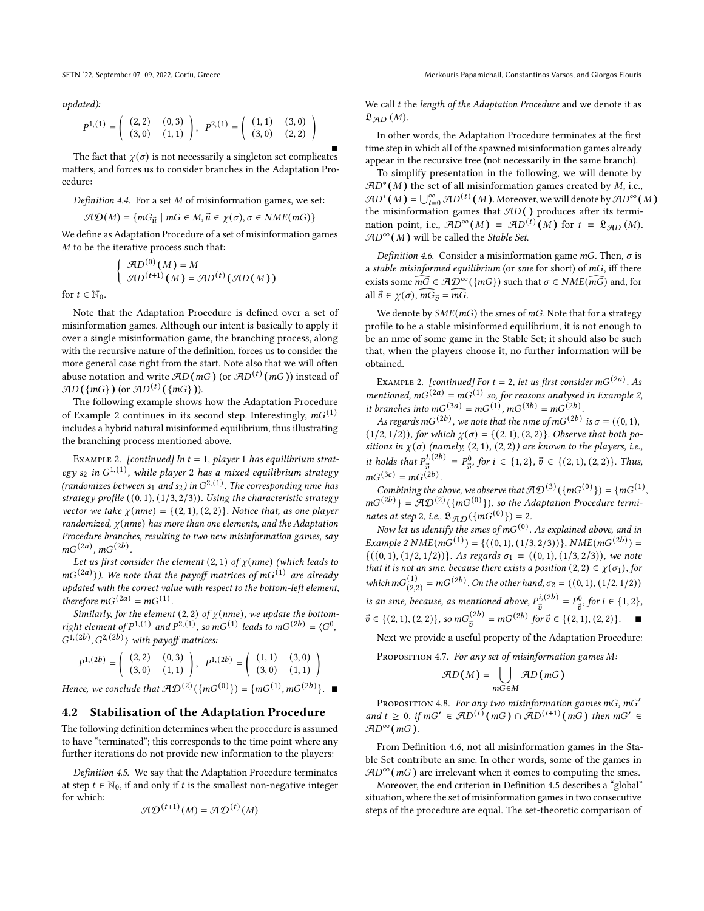*updated):*

$$P^{1,(1)} = \begin{pmatrix} (2,2) & (0,3) \\ (3,0) & (1,1) \end{pmatrix}, \quad P^{2,(1)} = \begin{pmatrix} (1,1) & (3,0) \\ (3,0) & (2,2) \end{pmatrix}$$

■

The fact that $\chi(\sigma)$ is not necessarily a singleton set complicates matters, and forces us to consider branches in the Adaptation Procedure:

*Definition 4.4.* For a set $M$ of misinformation games, we set:

$$\mathcal{AD}(M) = \{mG_{\vec{u}} \mid mG \in M, \vec{u} \in \chi(\sigma), \sigma \in NME(mG)\}$$

We define as Adaptation Procedure of a set of misinformation games $M$ to be the iterative process such that:

$$\begin{cases} \mathcal{AD}^{(0)}(M) = M \\ \mathcal{AD}^{(t+1)}(M) = \mathcal{AD}^{(t)}(\mathcal{AD}(M)) \end{cases}$$

for $t \in \mathbb{N}_0$.

Note that the Adaptation Procedure is defined over a set of misinformation games. Although our intent is basically to apply it over a single misinformation game, the branching process, along with the recursive nature of the definition, forces us to consider the more general case right from the start. Note also that we will often abuse notation and write $\mathcal{AD}(mG)$ (or $\mathcal{AD}^{(t)}(mG)$) instead of $\mathcal{AD}(\{mG\})$ (or $\mathcal{AD}^{(t)}(\{mG\})$).

The following example shows how the Adaptation Procedure of Example 2 continues in its second step. Interestingly, $mG^{(1)}$ includes a hybrid natural misinformed equilibrium, thus illustrating the branching process mentioned above.

Example 2. *[continued] In $t = 1$, player 1 has equilibrium strategy $s_2$ in $G^{1,(1)}$, while player 2 has a mixed equilibrium strategy (randomizes between $s_1$ and $s_2$) in $G^{2,(1)}$. The corresponding nme has strategy profile $((0,1),(1/3,2/3))$. Using the characteristic strategy vector we take $\chi(nme) = \{(2,1),(2,2)\}$. Notice that, as one player randomized, $\chi(nme)$ has more than one elements, and the Adaptation Procedure branches, resulting to two new misinformation games, say $mG^{(2a)}$, $mG^{(2b)}$.*

*Let us first consider the element $(2,1)$ of $\chi(nme)$ (which leads to $mG^{(2a)}$)). We note that the payoff matrices of $mG^{(1)}$ are already updated with the correct value with respect to the bottom-left element, therefore $mG^{(2a)} = mG^{(1)}$.*

*Similarly, for the element $(2,2)$ of $\chi(nme)$, we update the bottom-right element of $P^{1,(1)}$ and $P^{2,(1)}$, so $mG^{(1)}$ leads to $mG^{(2b)} = \langle G^0, G^{1,(2b)}, G^{2,(2b)} \rangle$ with payoff matrices:*

$$P^{1,(2b)} = \begin{pmatrix} (2,2) & (0,3) \\ (3,0) & (1,1) \end{pmatrix}, \quad P^{1,(2b)} = \begin{pmatrix} (1,1) & (3,0) \\ (3,0) & (1,1) \end{pmatrix}$$

*Hence, we conclude that $\mathcal{AD}^{(2)}(\{mG^{(0)}\}) = \{mG^{(1)}, mG^{(2b)}\}$.* ■

## 4.2 Stabilisation of the Adaptation Procedure

The following definition determines when the procedure is assumed to have "terminated"; this corresponds to the time point where any further iterations do not provide new information to the players:

*Definition 4.5.* We say that the Adaptation Procedure terminates at step $t \in \mathbb{N}_0$, if and only if $t$ is the smallest non-negative integer for which:

$$\mathcal{AD}^{(t+1)}(M) = \mathcal{AD}^{(t)}(M)$$

We call $t$ the *length of the Adaptation Procedure* and we denote it as $\mathfrak{L}_{\mathcal{AD}}(M)$.

In other words, the Adaptation Procedure terminates at the first time step in which all of the spawned misinformation games already appear in the recursive tree (not necessarily in the same branch).

To simplify presentation in the following, we will denote by $\mathcal{AD}^*(M)$ the set of all misinformation games created by $M$, i.e., $\mathcal{AD}^*(M) = \bigcup_{t=0}^{\infty} \mathcal{AD}^{(t)}(M)$. Moreover, we will denote by $\mathcal{AD}^{\infty}(M)$ the misinformation games that $\mathcal{AD}()$ produces after its termination point, i.e., $\mathcal{AD}^{\infty}(M) = \mathcal{AD}^{(t)}(M)$ for $t = \mathfrak{L}_{\mathcal{AD}}(M)$. $\mathcal{AD}^{\infty}(M)$ will be called the *Stable Set*.

*Definition 4.6.* Consider a misinformation game $mG$. Then, $\sigma$ is a *stable misinformed equilibrium* (or *sme* for short) of $mG$, iff there exists some $\widehat{mG} \in \mathcal{AD}^{\infty}(\{mG\})$ such that $\sigma \in NME(\widehat{mG})$ and, for all $\vec{v} \in \chi(\sigma)$, $\widehat{mG}_{\vec{v}} = \widehat{mG}$.

We denote by $SME(mG)$ the smes of $mG$. Note that for a strategy profile to be a stable misinformed equilibrium, it is not enough to be an nme of some game in the Stable Set; it should also be such that, when the players choose it, no further information will be obtained.

Example 2. *[continued] For $t = 2$, let us first consider $mG^{(2a)}$. As mentioned, $mG^{(2a)} = mG^{(1)}$ so, for reasons analysed in Example 2, it branches into $mG^{(3a)} = mG^{(1)}$, $mG^{(3b)} = mG^{(2b)}$.*

*As regards $mG^{(2b)}$, we note that the nme of $mG^{(2b)}$ is $\sigma = ((0,1), (1/2,1/2))$, for which $\chi(\sigma) = \{(2,1),(2,2)\}$. Observe that both positions in $\chi(\sigma)$ (namely, $(2,1)$, $(2,2)$) are known to the players, i.e., it holds that $P^{i,(2b)}_{\vec{v}} = P^0_{\vec{v}}$, for $i \in \{1,2\}$, $\vec{v} \in \{(2,1),(2,2)\}$. Thus, $mG^{(3c)} = mG^{(2b)}$.*

*Combining the above, we observe that $\mathcal{AD}^{(3)}(\{mG^{(0)}\}) = \{mG^{(1)}, mG^{(2b)}\} = \mathcal{AD}^{(2)}(\{mG^{(0)}\})$, so the Adaptation Procedure terminates at step 2, i.e., $\mathfrak{L}_{\mathcal{AD}}(\{mG^{(0)}\}) = 2$.*

*Now let us identify the smes of $mG^{(0)}$. As explained above, and in Example 2 $NME(mG^{(1)}) = \{((0,1),(1/3,2/3))\}$, $NME(mG^{(2b)}) = \{((0,1),(1/2,1/2))\}$. As regards $\sigma_1 = ((0,1),(1/3,2/3))$, we note that it is not an sme, because there exists a position $(2,2) \in \chi(\sigma_1)$, for which $mG^{(1)}_{(2,2)} = mG^{(2b)}$. On the other hand, $\sigma_2 = ((0,1),(1/2,1/2))$ is an sme, because, as mentioned above, $P^{i,(2b)}_{\vec{v}} = P^0_{\vec{v}}$, for $i \in \{1,2\}$, $\vec{v} \in \{(2,1),(2,2)\}$, so $mG^{(2b)}_{\vec{v}} = mG^{(2b)}$ for $\vec{v} \in \{(2,1),(2,2)\}$.* ■

Next we provide a useful property of the Adaptation Procedure:

Proposition 4.7. *For any set of misinformation games $M$:*

$$\mathcal{AD}(M) = \bigcup_{mG \in M} \mathcal{AD}(mG)$$

Proposition 4.8. *For any two misinformation games $mG$, $mG'$ and $t \geq 0$, if $mG' \in \mathcal{AD}^{(t)}(mG) \cap \mathcal{AD}^{(t+1)}(mG)$ then $mG' \in \mathcal{AD}^{\infty}(mG)$.*

From Definition 4.6, not all misinformation games in the Stable Set contribute an sme. In other words, some of the games in $\mathcal{AD}^{\infty}(mG)$ are irrelevant when it comes to computing the smes.

Moreover, the end criterion in Definition 4.5 describes a "global" situation, where the set of misinformation games in two consecutive steps of the procedure are equal. The set-theoretic comparison of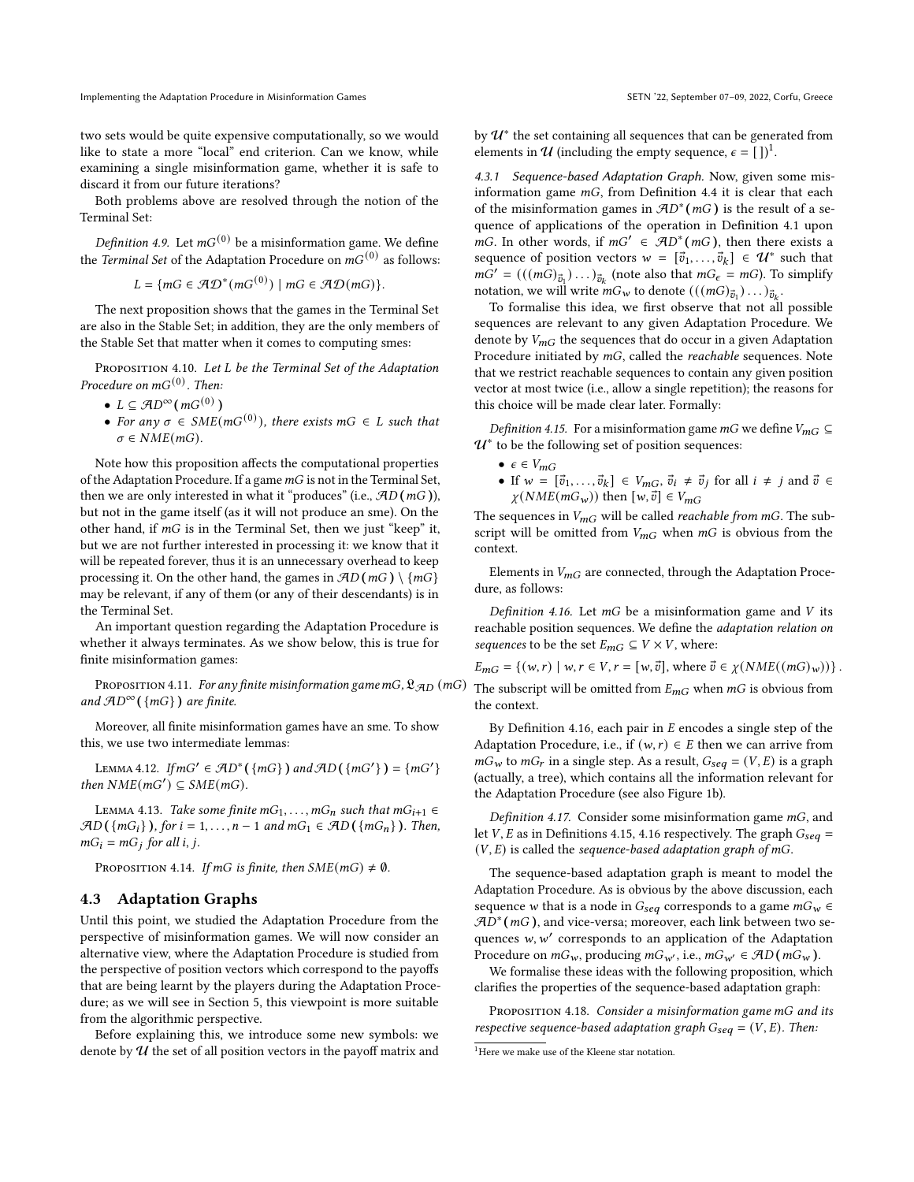two sets would be quite expensive computationally, so we would like to state a more "local" end criterion. Can we know, while examining a single misinformation game, whether it is safe to discard it from our future iterations?

Both problems above are resolved through the notion of the Terminal Set:

*Definition 4.9.* Let $mG^{(0)}$ be a misinformation game. We define the *Terminal Set* of the Adaptation Procedure on $mG^{(0)}$ as follows:

$$L = \{mG \in \mathcal{AD}^*(mG^{(0)}) \mid mG \in \mathcal{AD}(mG)\}.$$

The next proposition shows that the games in the Terminal Set are also in the Stable Set; in addition, they are the only members of the Stable Set that matter when it comes to computing smes:

Proposition 4.10. *Let $L$ be the Terminal Set of the Adaptation Procedure on $mG^{(0)}$. Then:*

- $L \subseteq \mathcal{AD}^\infty(mG^{(0)})$
- *For any $\sigma \in SME(mG^{(0)})$, there exists $mG \in L$ such that $\sigma \in NME(mG)$.*

Note how this proposition affects the computational properties of the Adaptation Procedure. If a game $mG$ is not in the Terminal Set, then we are only interested in what it "produces" (i.e., $\mathcal{AD}(mG)$), but not in the game itself (as it will not produce an sme). On the other hand, if $mG$ is in the Terminal Set, then we just "keep" it, but we are not further interested in processing it: we know that it will be repeated forever, thus it is an unnecessary overhead to keep processing it. On the other hand, the games in $\mathcal{AD}(mG) \setminus \{mG\}$ may be relevant, if any of them (or any of their descendants) is in the Terminal Set.

An important question regarding the Adaptation Procedure is whether it always terminates. As we show below, this is true for finite misinformation games:

Proposition 4.11. *For any finite misinformation game $mG$, $\mathfrak{L}_{\mathcal{AD}}(mG)$ and $\mathcal{AD}^\infty(\{mG\})$ are finite.*

Moreover, all finite misinformation games have an sme. To show this, we use two intermediate lemmas:

Lemma 4.12. *If $mG' \in \mathcal{AD}^*(\{mG\})$ and $\mathcal{AD}(\{mG'\}) = \{mG'\}$ then $NME(mG') \subseteq SME(mG)$.*

Lemma 4.13. *Take some finite $mG_1, \dots, mG_n$ such that $mG_{i+1} \in \mathcal{AD}(\{mG_i\})$, for $i = 1, \dots, n-1$ and $mG_1 \in \mathcal{AD}(\{mG_n\})$. Then, $mG_i = mG_j$ for all $i, j$.*

Proposition 4.14. *If $mG$ is finite, then $SME(mG) \neq \emptyset$.*

## 4.3 Adaptation Graphs

Until this point, we studied the Adaptation Procedure from the perspective of misinformation games. We will now consider an alternative view, where the Adaptation Procedure is studied from the perspective of position vectors which correspond to the payoffs that are being learnt by the players during the Adaptation Procedure; as we will see in Section 5, this viewpoint is more suitable from the algorithmic perspective.

Before explaining this, we introduce some new symbols: we denote by $\mathcal{U}$ the set of all position vectors in the payoff matrix and by $\mathcal{U}^*$ the set containing all sequences that can be generated from elements in $\mathcal{U}$ (including the empty sequence, $\epsilon = [\,]$)[1].

*4.3.1 Sequence-based Adaptation Graph.* Now, given some misinformation game $mG$, from Definition 4.4 it is clear that each of the misinformation games in $\mathcal{AD}^*(mG)$ is the result of a sequence of applications of the operation in Definition 4.1 upon $mG$. In other words, if $mG' \in \mathcal{AD}^*(mG)$, then there exists a sequence of position vectors $w = [\vec{v}_1, \dots, \vec{v}_k] \in \mathcal{U}^*$ such that $mG' = (((mG)_{\vec{v}_1})\dots)_{\vec{v}_k}$ (note also that $mG_\epsilon = mG$). To simplify notation, we will write $mG_w$ to denote $(((mG)_{\vec{v}_1})\dots)_{\vec{v}_k}$.

To formalise this idea, we first observe that not all possible sequences are relevant to any given Adaptation Procedure. We denote by $V_{mG}$ the sequences that do occur in a given Adaptation Procedure initiated by $mG$, called the *reachable* sequences. Note that we restrict reachable sequences to contain any given position vector at most twice (i.e., allow a single repetition); the reasons for this choice will be made clear later. Formally:

*Definition 4.15.* For a misinformation game $mG$ we define $V_{mG} \subseteq \mathcal{U}^*$ to be the following set of position sequences:

- $\epsilon \in V_{mG}$
- If $w = [\vec{v}_1, \dots, \vec{v}_k] \in V_{mG}$, $\vec{v}_i \neq \vec{v}_j$ for all $i \neq j$ and $\vec{v} \in \chi(NME(mG_w))$ then $[w, \vec{v}] \in V_{mG}$

The sequences in $V_{mG}$ will be called *reachable from $mG$*. The subscript will be omitted from $V_{mG}$ when $mG$ is obvious from the context.

Elements in $V_{mG}$ are connected, through the Adaptation Procedure, as follows:

*Definition 4.16.* Let $mG$ be a misinformation game and $V$ its reachable position sequences. We define the *adaptation relation on sequences* to be the set $E_{mG} \subseteq V \times V$, where:

$$E_{mG} = \{(w, r) \mid w, r \in V, r = [w, \vec{v}], \text{ where } \vec{v} \in \chi(NME((mG)_w))\}.$$

The subscript will be omitted from $E_{mG}$ when $mG$ is obvious from the context.

By Definition 4.16, each pair in $E$ encodes a single step of the Adaptation Procedure, i.e., if $(w, r) \in E$ then we can arrive from $mG_w$ to $mG_r$ in a single step. As a result, $G_{seq} = (V, E)$ is a graph (actually, a tree), which contains all the information relevant for the Adaptation Procedure (see also Figure 1b).

*Definition 4.17.* Consider some misinformation game $mG$, and let $V, E$ as in Definitions 4.15, 4.16 respectively. The graph $G_{seq} = (V, E)$ is called the *sequence-based adaptation graph of $mG$*.

The sequence-based adaptation graph is meant to model the Adaptation Procedure. As is obvious by the above discussion, each sequence $w$ that is a node in $G_{seq}$ corresponds to a game $mG_w \in \mathcal{AD}^*(mG)$, and vice-versa; moreover, each link between two sequences $w, w'$ corresponds to an application of the Adaptation Procedure on $mG_w$, producing $mG_{w'}$, i.e., $mG_{w'} \in \mathcal{AD}(mG_w)$.

We formalise these ideas with the following proposition, which clarifies the properties of the sequence-based adaptation graph:

Proposition 4.18. *Consider a misinformation game $mG$ and its respective sequence-based adaptation graph $G_{seq} = (V, E)$. Then:*

[1] Here we make use of the Kleene star notation.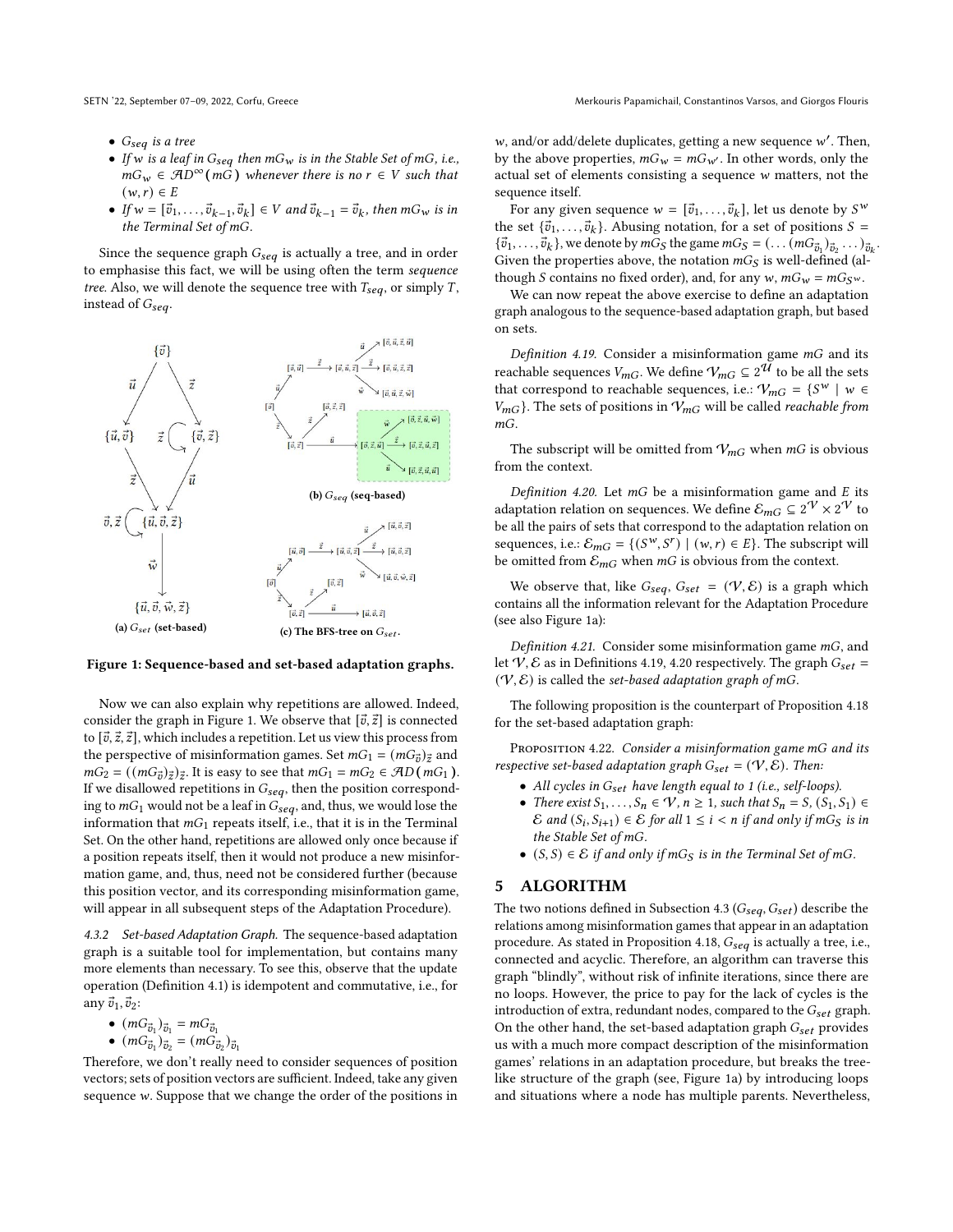- $G_{seq}$ *is a tree*
- *If* $w$ *is a leaf in* $G_{seq}$ *then* $mG_w$ *is in the Stable Set of* $mG$*, i.e.,* $mG_w \in \mathcal{AD}^\infty(mG)$ *whenever there is no* $r \in V$ *such that* $(w, r) \in E$
- *If* $w = [\vec{v}_1, \ldots, \vec{v}_{k-1}, \vec{v}_k] \in V$ *and* $\vec{v}_{k-1} = \vec{v}_k$*, then* $mG_w$ *is in the Terminal Set of* $mG$*.*

Since the sequence graph $G_{seq}$ is actually a tree, and in order to emphasise this fact, we will be using often the term *sequence tree*. Also, we will denote the sequence tree with $T_{seq}$, or simply $T$, instead of $G_{seq}$.

(a) $G_{set}$ (set-based)

(b) $G_{seq}$ (seq-based)

(c) The BFS-tree on $G_{set}$.

**Figure 1: Sequence-based and set-based adaptation graphs.**

Now we can also explain why repetitions are allowed. Indeed, consider the graph in Figure 1. We observe that $[\vec{v}, \vec{z}]$ is connected to $[\vec{v}, \vec{z}, \vec{z}]$, which includes a repetition. Let us view this process from the perspective of misinformation games. Set $mG_1 = (mG_{\vec{v}})_{\vec{z}}$ and $mG_2 = ((mG_{\vec{v}})_{\vec{z}})_{\vec{z}}$. It is easy to see that $mG_1 = mG_2 \in \mathcal{AD}(mG_1)$. If we disallowed repetitions in $G_{seq}$, then the position corresponding to $mG_1$ would not be a leaf in $G_{seq}$, and, thus, we would lose the information that $mG_1$ repeats itself, i.e., that it is in the Terminal Set. On the other hand, repetitions are allowed only once because if a position repeats itself, then it would not produce a new misinformation game, and, thus, need not be considered further (because this position vector, and its corresponding misinformation game, will appear in all subsequent steps of the Adaptation Procedure).

#### 4.3.2 Set-based Adaptation Graph.

The sequence-based adaptation graph is a suitable tool for implementation, but contains many more elements than necessary. To see this, observe that the update operation (Definition 4.1) is idempotent and commutative, i.e., for any $\vec{v}_1, \vec{v}_2$:

- $(mG_{\vec{v}_1})_{\vec{v}_1} = mG_{\vec{v}_1}$
- $(mG_{\vec{v}_1})_{\vec{v}_2} = (mG_{\vec{v}_2})_{\vec{v}_1}$

Therefore, we don't really need to consider sequences of position vectors; sets of position vectors are sufficient. Indeed, take any given sequence $w$. Suppose that we change the order of the positions in $w$, and/or add/delete duplicates, getting a new sequence $w'$. Then, by the above properties, $mG_w = mG_{w'}$. In other words, only the actual set of elements consisting a sequence $w$ matters, not the sequence itself.

For any given sequence $w = [\vec{v}_1, \ldots, \vec{v}_k]$, let us denote by $S^w$ the set $\{\vec{v}_1, \ldots, \vec{v}_k\}$. Abusing notation, for a set of positions $S = \{\vec{v}_1, \ldots, \vec{v}_k\}$, we denote by $mG_S$ the game $mG_S = (\ldots(mG_{\vec{v}_1})_{\vec{v}_2}\ldots)_{\vec{v}_k}$. Given the properties above, the notation $mG_S$ is well-defined (although $S$ contains no fixed order), and, for any $w$, $mG_w = mG_{S^w}$.

We can now repeat the above exercise to define an adaptation graph analogous to the sequence-based adaptation graph, but based on sets.

*Definition 4.19.* Consider a misinformation game $mG$ and its reachable sequences $V_{mG}$. We define $\mathcal{V}_{mG} \subseteq 2^{\mathcal{U}}$ to be all the sets that correspond to reachable sequences, i.e.: $\mathcal{V}_{mG} = \{S^w \mid w \in V_{mG}\}$. The sets of positions in $\mathcal{V}_{mG}$ will be called *reachable from* $mG$.

The subscript will be omitted from $\mathcal{V}_{mG}$ when $mG$ is obvious from the context.

*Definition 4.20.* Let $mG$ be a misinformation game and $E$ its adaptation relation on sequences. We define $\mathcal{E}_{mG} \subseteq 2^{\mathcal{V}} \times 2^{\mathcal{V}}$ to be all the pairs of sets that correspond to the adaptation relation on sequences, i.e.: $\mathcal{E}_{mG} = \{(S^w, S^r) \mid (w, r) \in E\}$. The subscript will be omitted from $\mathcal{E}_{mG}$ when $mG$ is obvious from the context.

We observe that, like $G_{seq}$, $G_{set} = (\mathcal{V}, \mathcal{E})$ is a graph which contains all the information relevant for the Adaptation Procedure (see also Figure 1a):

*Definition 4.21.* Consider some misinformation game $mG$, and let $\mathcal{V}, \mathcal{E}$ as in Definitions 4.19, 4.20 respectively. The graph $G_{set} = (\mathcal{V}, \mathcal{E})$ is called the *set-based adaptation graph of* $mG$.

The following proposition is the counterpart of Proposition 4.18 for the set-based adaptation graph:

Proposition 4.22. *Consider a misinformation game* $mG$ *and its respective set-based adaptation graph* $G_{set} = (\mathcal{V}, \mathcal{E})$*. Then:*

- *All cycles in* $G_{set}$ *have length equal to 1 (i.e., self-loops).*
- *There exist* $S_1, \ldots, S_n \in \mathcal{V}$*,* $n \geq 1$*, such that* $S_n = S$*,* $(S_1, S_1) \in \mathcal{E}$ *and* $(S_i, S_{i+1}) \in \mathcal{E}$ *for all* $1 \leq i < n$ *if and only if* $mG_S$ *is in the Stable Set of* $mG$*.*
- $(S, S) \in \mathcal{E}$ *if and only if* $mG_S$ *is in the Terminal Set of* $mG$*.*

## 5 ALGORITHM

The two notions defined in Subsection 4.3 ($G_{seq}$, $G_{set}$) describe the relations among misinformation games that appear in an adaptation procedure. As stated in Proposition 4.18, $G_{seq}$ is actually a tree, i.e., connected and acyclic. Therefore, an algorithm can traverse this graph "blindly", without risk of infinite iterations, since there are no loops. However, the price to pay for the lack of cycles is the introduction of extra, redundant nodes, compared to the $G_{set}$ graph. On the other hand, the set-based adaptation graph $G_{set}$ provides us with a much more compact description of the misinformation games' relations in an adaptation procedure, but breaks the tree-like structure of the graph (see, Figure 1a) by introducing loops and situations where a node has multiple parents. Nevertheless,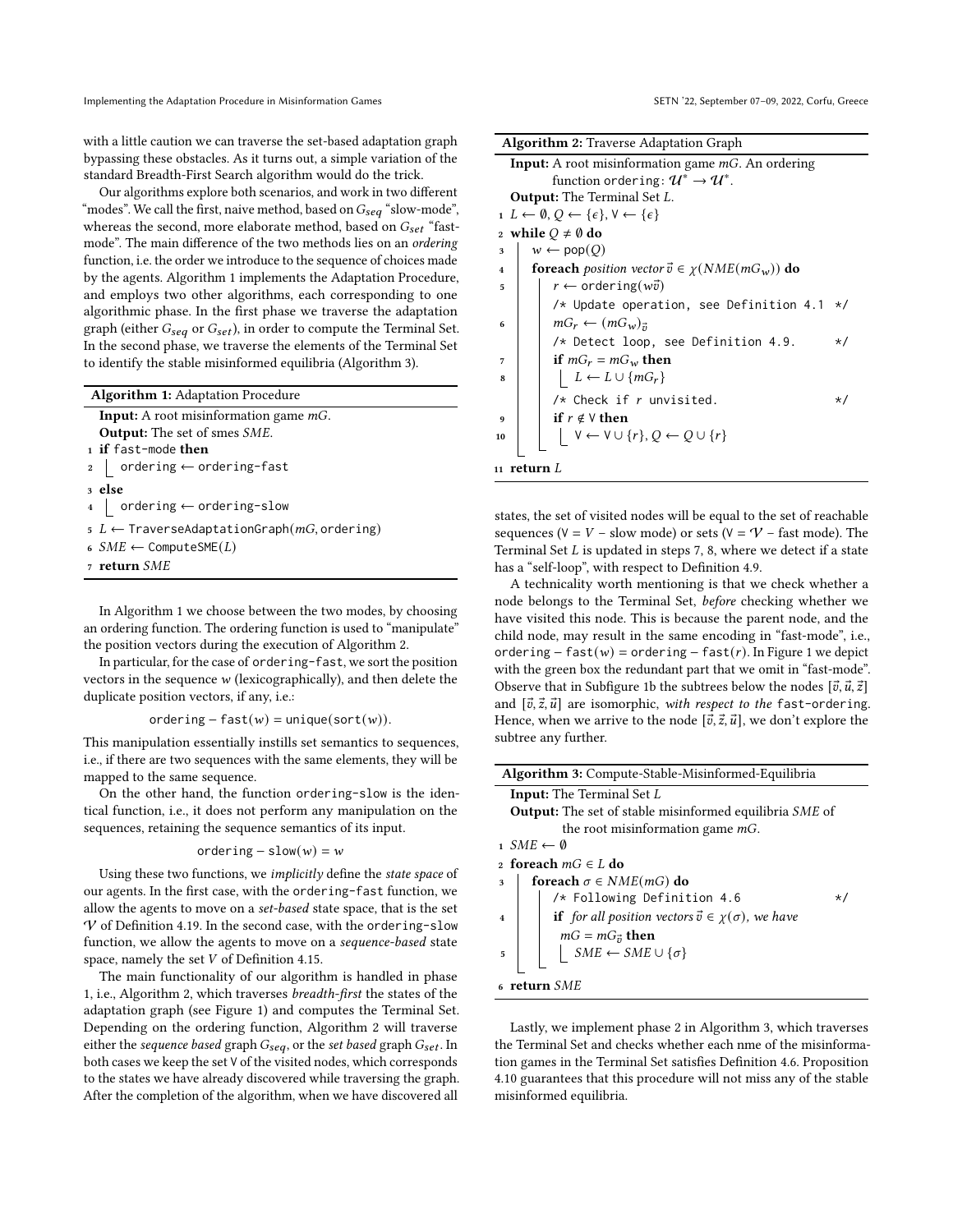with a little caution we can traverse the set-based adaptation graph bypassing these obstacles. As it turns out, a simple variation of the standard Breadth-First Search algorithm would do the trick.

Our algorithms explore both scenarios, and work in two different "modes". We call the first, naive method, based on $G_{seq}$ "slow-mode", whereas the second, more elaborate method, based on $G_{set}$ "fast-mode". The main difference of the two methods lies on an *ordering* function, i.e. the order we introduce to the sequence of choices made by the agents. Algorithm 1 implements the Adaptation Procedure, and employs two other algorithms, each corresponding to one algorithmic phase. In the first phase we traverse the adaptation graph (either $G_{seq}$ or $G_{set}$), in order to compute the Terminal Set. In the second phase, we traverse the elements of the Terminal Set to identify the stable misinformed equilibria (Algorithm 3).

**Algorithm 1:** Adaptation Procedure

**Input:** A root misinformation game $mG$.
**Output:** The set of smes $SME$.

```
1 if fast-mode then
2     ordering ← ordering-fast
3 else
4     ordering ← ordering-slow
5 L ← TraverseAdaptationGraph(mG, ordering)
6 SME ← ComputeSME(L)
7 return SME
```

In Algorithm 1 we choose between the two modes, by choosing an ordering function. The ordering function is used to "manipulate" the position vectors during the execution of Algorithm 2.

In particular, for the case of ordering-fast, we sort the position vectors in the sequence $w$ (lexicographically), and then delete the duplicate position vectors, if any, i.e.:

$$\texttt{ordering} - \texttt{fast}(w) = \texttt{unique}(\texttt{sort}(w)).$$

This manipulation essentially instills set semantics to sequences, i.e., if there are two sequences with the same elements, they will be mapped to the same sequence.

On the other hand, the function ordering-slow is the identical function, i.e., it does not perform any manipulation on the sequences, retaining the sequence semantics of its input.

$$\texttt{ordering} - \texttt{slow}(w) = w$$

Using these two functions, we *implicitly* define the *state space* of our agents. In the first case, with the ordering-fast function, we allow the agents to move on a *set-based* state space, that is the set $\mathcal{V}$ of Definition 4.19. In the second case, with the ordering-slow function, we allow the agents to move on a *sequence-based* state space, namely the set $V$ of Definition 4.15.

The main functionality of our algorithm is handled in phase 1, i.e., Algorithm 2, which traverses *breadth-first* the states of the adaptation graph (see Figure 1) and computes the Terminal Set. Depending on the ordering function, Algorithm 2 will traverse either the *sequence based* graph $G_{seq}$, or the *set based* graph $G_{set}$. In both cases we keep the set V of the visited nodes, which corresponds to the states we have already discovered while traversing the graph. After the completion of the algorithm, when we have discovered all

**Algorithm 2:** Traverse Adaptation Graph

**Input:** A root misinformation game $mG$. An ordering function ordering: $\mathcal{U}^* \to \mathcal{U}^*$.
**Output:** The Terminal Set $L$.

```
1  L ← ∅, Q ← {ε}, V ← {ε}
2  while Q ≠ ∅ do
3      w ← pop(Q)
4      foreach position vector v ∈ χ(NME(mG_w)) do
5          r ← ordering(wv)
           /* Update operation, see Definition 4.1 */
6          mG_r ← (mG_w)_v
           /* Detect loop, see Definition 4.9. */
7          if mG_r = mG_w then
8              L ← L ∪ {mG_r}
           /* Check if r unvisited. */
9          if r ∉ V then
10             V ← V ∪ {r}, Q ← Q ∪ {r}
11 return L
```

states, the set of visited nodes will be equal to the set of reachable sequences ($\mathsf{V} = V$ – slow mode) or sets ($\mathsf{V} = \mathcal{V}$ – fast mode). The Terminal Set $L$ is updated in steps 7, 8, where we detect if a state has a "self-loop", with respect to Definition 4.9.

A technicality worth mentioning is that we check whether a node belongs to the Terminal Set, *before* checking whether we have visited this node. This is because the parent node, and the child node, may result in the same encoding in "fast-mode", i.e., $\texttt{ordering} - \texttt{fast}(w) = \texttt{ordering} - \texttt{fast}(r)$. In Figure 1 we depict with the green box the redundant part that we omit in "fast-mode". Observe that in Subfigure 1b the subtrees below the nodes $[\vec{v}, \vec{u}, \vec{z}]$ and $[\vec{v}, \vec{z}, \vec{u}]$ are isomorphic, *with respect to the* fast-ordering. Hence, when we arrive to the node $[\vec{v}, \vec{z}, \vec{u}]$, we don't explore the subtree any further.

**Algorithm 3:** Compute-Stable-Misinformed-Equilibria

**Input:** The Terminal Set $L$
**Output:** The set of stable misinformed equilibria $SME$ of the root misinformation game $mG$.

```
1 SME ← ∅
2 foreach mG ∈ L do
3     foreach σ ∈ NME(mG) do
          /* Following Definition 4.6 */
4         if for all position vectors v ∈ χ(σ), we have mG = mG_v then
5             SME ← SME ∪ {σ}
6 return SME
```

Lastly, we implement phase 2 in Algorithm 3, which traverses the Terminal Set and checks whether each nme of the misinformation games in the Terminal Set satisfies Definition 4.6. Proposition 4.10 guarantees that this procedure will not miss any of the stable misinformed equilibria.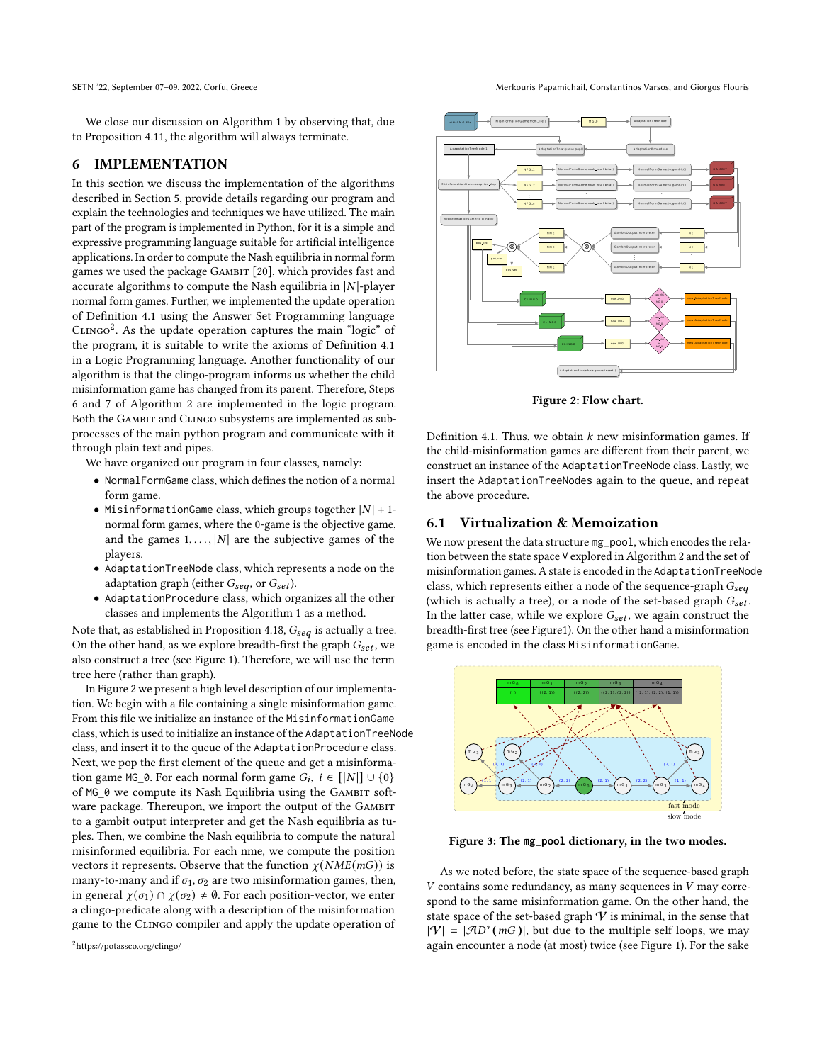We close our discussion on Algorithm 1 by observing that, due to Proposition 4.11, the algorithm will always terminate.

# 6 IMPLEMENTATION

In this section we discuss the implementation of the algorithms described in Section 5, provide details regarding our program and explain the technologies and techniques we have utilized. The main part of the program is implemented in Python, for it is a simple and expressive programming language suitable for artificial intelligence applications. In order to compute the Nash equilibria in normal form games we used the package Gambit [20], which provides fast and accurate algorithms to compute the Nash equilibria in $|N|$-player normal form games. Further, we implemented the update operation of Definition 4.1 using the Answer Set Programming language Clingo[2]. As the update operation captures the main "logic" of the program, it is suitable to write the axioms of Definition 4.1 in a Logic Programming language. Another functionality of our algorithm is that the clingo-program informs us whether the child misinformation game has changed from its parent. Therefore, Steps 6 and 7 of Algorithm 2 are implemented in the logic program. Both the Gambit and Clingo subsystems are implemented as sub-processes of the main python program and communicate with it through plain text and pipes.

We have organized our program in four classes, namely:

- `NormalFormGame` class, which defines the notion of a normal form game.
- `MisinformationGame` class, which groups together $|N|+1$-normal form games, where the 0-game is the objective game, and the games $1,\ldots,|N|$ are the subjective games of the players.
- `AdaptationTreeNode` class, which represents a node on the adaptation graph (either $G_{seq}$, or $G_{set}$).
- `AdaptationProcedure` class, which organizes all the other classes and implements the Algorithm 1 as a method.

Note that, as established in Proposition 4.18, $G_{seq}$ is actually a tree. On the other hand, as we explore breadth-first the graph $G_{set}$, we also construct a tree (see Figure 1). Therefore, we will use the term tree here (rather than graph).

In Figure 2 we present a high level description of our implementation. We begin with a file containing a single misinformation game. From this file we initialize an instance of the `MisinformationGame` class, which is used to initialize an instance of the `AdaptationTreeNode` class, and insert it to the queue of the `AdaptationProcedure` class. Next, we pop the first element of the queue and get a misinformation game `MG_0`. For each normal form game $G_i$, $i \in [|N|] \cup \{0\}$ of `MG_0` we compute its Nash Equilibria using the Gambit software package. Thereupon, we import the output of the Gambit to a gambit output interpreter and get the Nash equilibria as tuples. Then, we combine the Nash equilibria to compute the natural misinformed equilibria. For each nme, we compute the position vectors it represents. Observe that the function $\chi(NME(mG))$ is many-to-many and if $\sigma_1, \sigma_2$ are two misinformation games, then, in general $\chi(\sigma_1) \cap \chi(\sigma_2) \neq \emptyset$. For each position-vector, we enter a clingo-predicate along with a description of the misinformation game to the Clingo compiler and apply the update operation of Definition 4.1. Thus, we obtain $k$ new misinformation games. If the child-misinformation games are different from their parent, we construct an instance of the `AdaptationTreeNode` class. Lastly, we insert the `AdaptationTreeNodes` again to the queue, and repeat the above procedure.

[2] https://potassco.org/clingo/

**Figure 2: Flow chart.**

## 6.1 Virtualization & Memoization

We now present the data structure `mg_pool`, which encodes the relation between the state space V explored in Algorithm 2 and the set of misinformation games. A state is encoded in the `AdaptationTreeNode` class, which represents either a node of the sequence-graph $G_{seq}$ (which is actually a tree), or a node of the set-based graph $G_{set}$. In the latter case, while we explore $G_{set}$, we again construct the breadth-first tree (see Figure1). On the other hand a misinformation game is encoded in the class `MisinformationGame`.

**Figure 3: The `mg_pool` dictionary, in the two modes.**

As we noted before, the state space of the sequence-based graph $V$ contains some redundancy, as many sequences in $V$ may correspond to the same misinformation game. On the other hand, the state space of the set-based graph $\mathcal{V}$ is minimal, in the sense that $|\mathcal{V}| = |\mathcal{AD}^*(mG)|$, but due to the multiple self loops, we may again encounter a node (at most) twice (see Figure 1). For the sake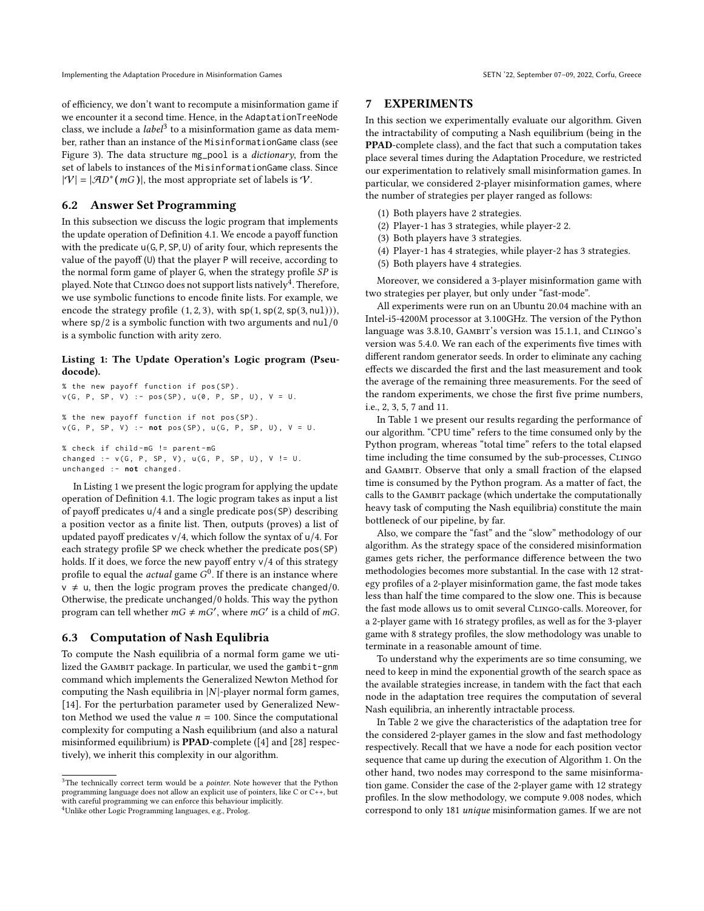of efficiency, we don't want to recompute a misinformation game if we encounter it a second time. Hence, in the AdaptationTreeNode class, we include a *label*[3] to a misinformation game as data member, rather than an instance of the MisinformationGame class (see Figure 3). The data structure mg_pool is a *dictionary*, from the set of labels to instances of the MisinformationGame class. Since $|\mathcal{V}| = |\mathcal{AD}^*(mG)|$, the most appropriate set of labels is $\mathcal{V}$.

## 6.2 Answer Set Programming

In this subsection we discuss the logic program that implements the update operation of Definition 4.1. We encode a payoff function with the predicate u(G, P, SP, U) of arity four, which represents the value of the payoff (U) that the player P will receive, according to the normal form game of player G, when the strategy profile *SP* is played. Note that Clingo does not support lists natively[4]. Therefore, we use symbolic functions to encode finite lists. For example, we encode the strategy profile $(1, 2, 3)$, with sp(1, sp(2, sp(3, nul))), where sp/2 is a symbolic function with two arguments and nul/0 is a symbolic function with arity zero.

**Listing 1: The Update Operation's Logic program (Pseudocode).**

```
% the new payoff function if pos(SP).
v(G, P, SP, V) :- pos(SP), u(0, P, SP, U), V = U.

% the new payoff function if not pos(SP).
v(G, P, SP, V) :- not pos(SP), u(G, P, SP, U), V = U.

% check if child-mG != parent-mG
changed :- v(G, P, SP, V), u(G, P, SP, U), V != U.
unchanged :- not changed.
```

In Listing 1 we present the logic program for applying the update operation of Definition 4.1. The logic program takes as input a list of payoff predicates u/4 and a single predicate pos(SP) describing a position vector as a finite list. Then, outputs (proves) a list of updated payoff predicates v/4, which follow the syntax of u/4. For each strategy profile SP we check whether the predicate pos(SP) holds. If it does, we force the new payoff entry v/4 of this strategy profile to equal the *actual* game $G^0$. If there is an instance where $v \neq u$, then the logic program proves the predicate changed/0. Otherwise, the predicate unchanged/0 holds. This way the python program can tell whether $mG \neq mG'$, where $mG'$ is a child of $mG$.

## 6.3 Computation of Nash Equlibria

To compute the Nash equilibria of a normal form game we utilized the Gambit package. In particular, we used the gambit-gnm command which implements the Generalized Newton Method for computing the Nash equilibria in $|N|$-player normal form games, [14]. For the perturbation parameter used by Generalized Newton Method we used the value $n = 100$. Since the computational complexity for computing a Nash equilibrium (and also a natural misinformed equilibrium) is **PPAD**-complete ([4] and [28] respectively), we inherit this complexity in our algorithm.

[3] The technically correct term would be a *pointer*. Note however that the Python programming language does not allow an explicit use of pointers, like C or C++, but with careful programming we can enforce this behaviour implicitly.

[4] Unlike other Logic Programming languages, e.g., Prolog.

# 7 EXPERIMENTS

In this section we experimentally evaluate our algorithm. Given the intractability of computing a Nash equilibrium (being in the **PPAD**-complete class), and the fact that such a computation takes place several times during the Adaptation Procedure, we restricted our experimentation to relatively small misinformation games. In particular, we considered 2-player misinformation games, where the number of strategies per player ranged as follows:

(1) Both players have 2 strategies.
(2) Player-1 has 3 strategies, while player-2 2.
(3) Both players have 3 strategies.
(4) Player-1 has 4 strategies, while player-2 has 3 strategies.
(5) Both players have 4 strategies.

Moreover, we considered a 3-player misinformation game with two strategies per player, but only under "fast-mode".

All experiments were run on an Ubuntu 20.04 machine with an Intel-i5-4200M processor at 3.100GHz. The version of the Python language was 3.8.10, Gambit's version was 15.1.1, and Clingo's version was 5.4.0. We ran each of the experiments five times with different random generator seeds. In order to eliminate any caching effects we discarded the first and the last measurement and took the average of the remaining three measurements. For the seed of the random experiments, we chose the first five prime numbers, i.e., 2, 3, 5, 7 and 11.

In Table 1 we present our results regarding the performance of our algorithm. "CPU time" refers to the time consumed only by the Python program, whereas "total time" refers to the total elapsed time including the time consumed by the sub-processes, Clingo and Gambit. Observe that only a small fraction of the elapsed time is consumed by the Python program. As a matter of fact, the calls to the Gambit package (which undertake the computationally heavy task of computing the Nash equilibria) constitute the main bottleneck of our pipeline, by far.

Also, we compare the "fast" and the "slow" methodology of our algorithm. As the strategy space of the considered misinformation games gets richer, the performance difference between the two methodologies becomes more substantial. In the case with 12 strategy profiles of a 2-player misinformation game, the fast mode takes less than half the time compared to the slow one. This is because the fast mode allows us to omit several Clingo-calls. Moreover, for a 2-player game with 16 strategy profiles, as well as for the 3-player game with 8 strategy profiles, the slow methodology was unable to terminate in a reasonable amount of time.

To understand why the experiments are so time consuming, we need to keep in mind the exponential growth of the search space as the available strategies increase, in tandem with the fact that each node in the adaptation tree requires the computation of several Nash equilibria, an inherently intractable process.

In Table 2 we give the characteristics of the adaptation tree for the considered 2-player games in the slow and fast methodology respectively. Recall that we have a node for each position vector sequence that came up during the execution of Algorithm 1. On the other hand, two nodes may correspond to the same misinformation game. Consider the case of the 2-player game with 12 strategy profiles. In the slow methodology, we compute 9.008 nodes, which correspond to only 181 *unique* misinformation games. If we are not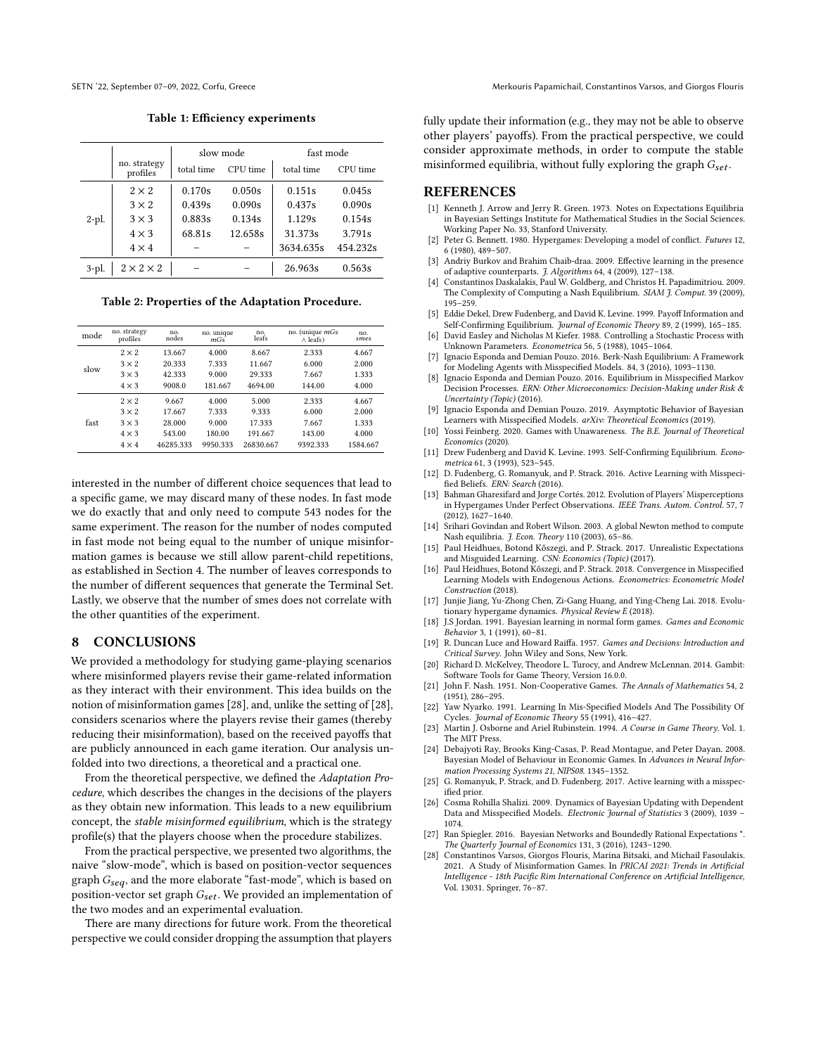**Table 1: Efficiency experiments**

| | no. strategy profiles | slow mode | | fast mode | |
|---|---|---|---|---|---|
| | | total time | CPU time | total time | CPU time |
| 2-pl. | $2 \times 2$ | 0.170s | 0.050s | 0.151s | 0.045s |
| | $3 \times 2$ | 0.439s | 0.090s | 0.437s | 0.090s |
| | $3 \times 3$ | 0.883s | 0.134s | 1.129s | 0.154s |
| | $4 \times 3$ | 68.81s | 12.658s | 31.373s | 3.791s |
| | $4 \times 4$ | – | – | 3634.635s | 454.232s |
| 3-pl. | $2 \times 2 \times 2$ | – | – | 26.963s | 0.563s |

**Table 2: Properties of the Adaptation Procedure.**

| mode | no. strategy profiles | no. nodes | no. unique $mGs$ | no. leafs | no. (unique $mGs$ $\wedge$ leafs) | no. $smes$ |
|---|---|---|---|---|---|---|
| slow | $2 \times 2$ | 13.667 | 4.000 | 8.667 | 2.333 | 4.667 |
| | $3 \times 2$ | 20.333 | 7.333 | 11.667 | 6.000 | 2.000 |
| | $3 \times 3$ | 42.333 | 9.000 | 29.333 | 7.667 | 1.333 |
| | $4 \times 3$ | 9008.0 | 181.667 | 4694.00 | 144.00 | 4.000 |
| fast | $2 \times 2$ | 9.667 | 4.000 | 5.000 | 2.333 | 4.667 |
| | $3 \times 2$ | 17.667 | 7.333 | 9.333 | 6.000 | 2.000 |
| | $3 \times 3$ | 28.000 | 9.000 | 17.333 | 7.667 | 1.333 |
| | $4 \times 3$ | 543.00 | 180.00 | 191.667 | 143.00 | 4.000 |
| | $4 \times 4$ | 46285.333 | 9950.333 | 26830.667 | 9392.333 | 1584.667 |

interested in the number of different choice sequences that lead to a specific game, we may discard many of these nodes. In fast mode we do exactly that and only need to compute 543 nodes for the same experiment. The reason for the number of nodes computed in fast mode not being equal to the number of unique misinformation games is because we still allow parent-child repetitions, as established in Section 4. The number of leaves corresponds to the number of different sequences that generate the Terminal Set. Lastly, we observe that the number of smes does not correlate with the other quantities of the experiment.

## 8 CONCLUSIONS

We provided a methodology for studying game-playing scenarios where misinformed players revise their game-related information as they interact with their environment. This idea builds on the notion of misinformation games [28], and, unlike the setting of [28], considers scenarios where the players revise their games (thereby reducing their misinformation), based on the received payoffs that are publicly announced in each game iteration. Our analysis unfolded into two directions, a theoretical and a practical one.

From the theoretical perspective, we defined the *Adaptation Procedure*, which describes the changes in the decisions of the players as they obtain new information. This leads to a new equilibrium concept, the *stable misinformed equilibrium*, which is the strategy profile(s) that the players choose when the procedure stabilizes.

From the practical perspective, we presented two algorithms, the naive "slow-mode", which is based on position-vector sequences graph $G_{seq}$, and the more elaborate "fast-mode", which is based on position-vector set graph $G_{set}$. We provided an implementation of the two modes and an experimental evaluation.

There are many directions for future work. From the theoretical perspective we could consider dropping the assumption that players fully update their information (e.g., they may not be able to observe other players' payoffs). From the practical perspective, we could consider approximate methods, in order to compute the stable misinformed equilibria, without fully exploring the graph $G_{set}$.

## REFERENCES

- [1] Kenneth J. Arrow and Jerry R. Green. 1973. Notes on Expectations Equilibria in Bayesian Settings Institute for Mathematical Studies in the Social Sciences. Working Paper No. 33, Stanford University.
- [2] Peter G. Bennett. 1980. Hypergames: Developing a model of conflict. *Futures* 12, 6 (1980), 489–507.
- [3] Andriy Burkov and Brahim Chaib-draa. 2009. Effective learning in the presence of adaptive counterparts. *J. Algorithms* 64, 4 (2009), 127–138.
- [4] Constantinos Daskalakis, Paul W. Goldberg, and Christos H. Papadimitriou. 2009. The Complexity of Computing a Nash Equilibrium. *SIAM J. Comput.* 39 (2009), 195–259.
- [5] Eddie Dekel, Drew Fudenberg, and David K. Levine. 1999. Payoff Information and Self-Confirming Equilibrium. *Journal of Economic Theory* 89, 2 (1999), 165–185.
- [6] David Easley and Nicholas M Kiefer. 1988. Controlling a Stochastic Process with Unknown Parameters. *Econometrica* 56, 5 (1988), 1045–1064.
- [7] Ignacio Esponda and Demian Pouzo. 2016. Berk-Nash Equilibrium: A Framework for Modeling Agents with Misspecified Models. 84, 3 (2016), 1093–1130.
- [8] Ignacio Esponda and Demian Pouzo. 2016. Equilibrium in Misspecified Markov Decision Processes. *ERN: Other Microeconomics: Decision-Making under Risk & Uncertainty (Topic)* (2016).
- [9] Ignacio Esponda and Demian Pouzo. 2019. Asymptotic Behavior of Bayesian Learners with Misspecified Models. *arXiv: Theoretical Economics* (2019).
- [10] Yossi Feinberg. 2020. Games with Unawareness. *The B.E. Journal of Theoretical Economics* (2020).
- [11] Drew Fudenberg and David K. Levine. 1993. Self-Confirming Equilibrium. *Econometrica* 61, 3 (1993), 523–545.
- [12] D. Fudenberg, G. Romanyuk, and P. Strack. 2016. Active Learning with Misspecified Beliefs. *ERN: Search* (2016).
- [13] Bahman Gharesifard and Jorge Cortés. 2012. Evolution of Players' Misperceptions in Hypergames Under Perfect Observations. *IEEE Trans. Autom. Control.* 57, 7 (2012), 1627–1640.
- [14] Srihari Govindan and Robert Wilson. 2003. A global Newton method to compute Nash equilibria. *J. Econ. Theory* 110 (2003), 65–86.
- [15] Paul Heidhues, Botond Kőszegi, and P. Strack. 2017. Unrealistic Expectations and Misguided Learning. *CSN: Economics (Topic)* (2017).
- [16] Paul Heidhues, Botond Kőszegi, and P. Strack. 2018. Convergence in Misspecified Learning Models with Endogenous Actions. *Econometrics: Econometric Model Construction* (2018).
- [17] Junjie Jiang, Yu-Zhong Chen, Zi-Gang Huang, and Ying-Cheng Lai. 2018. Evolutionary hypergame dynamics. *Physical Review E* (2018).
- [18] J.S Jordan. 1991. Bayesian learning in normal form games. *Games and Economic Behavior* 3, 1 (1991), 60–81.
- [19] R. Duncan Luce and Howard Raiffa. 1957. *Games and Decisions: Introduction and Critical Survey.* John Wiley and Sons, New York.
- [20] Richard D. McKelvey, Theodore L. Turocy, and Andrew McLennan. 2014. Gambit: Software Tools for Game Theory, Version 16.0.0.
- [21] John F. Nash. 1951. Non-Cooperative Games. *The Annals of Mathematics* 54, 2 (1951), 286–295.
- [22] Yaw Nyarko. 1991. Learning In Mis-Specified Models And The Possibility Of Cycles. *Journal of Economic Theory* 55 (1991), 416–427.
- [23] Martin J. Osborne and Ariel Rubinstein. 1994. *A Course in Game Theory*. Vol. 1. The MIT Press.
- [24] Debajyoti Ray, Brooks King-Casas, P. Read Montague, and Peter Dayan. 2008. Bayesian Model of Behaviour in Economic Games. In *Advances in Neural Information Processing Systems 21, NIPS08*. 1345–1352.
- [25] G. Romanyuk, P. Strack, and D. Fudenberg. 2017. Active learning with a misspecified prior.
- [26] Cosma Rohilla Shalizi. 2009. Dynamics of Bayesian Updating with Dependent Data and Misspecified Models. *Electronic Journal of Statistics* 3 (2009), 1039 – 1074.
- [27] Ran Spiegler. 2016. Bayesian Networks and Boundedly Rational Expectations *. *The Quarterly Journal of Economics* 131, 3 (2016), 1243–1290.
- [28] Constantinos Varsos, Giorgos Flouris, Marina Bitsaki, and Michail Fasoulakis. 2021. A Study of Misinformation Games. In *PRICAI 2021: Trends in Artificial Intelligence - 18th Pacific Rim International Conference on Artificial Intelligence*, Vol. 13031. Springer, 76–87.